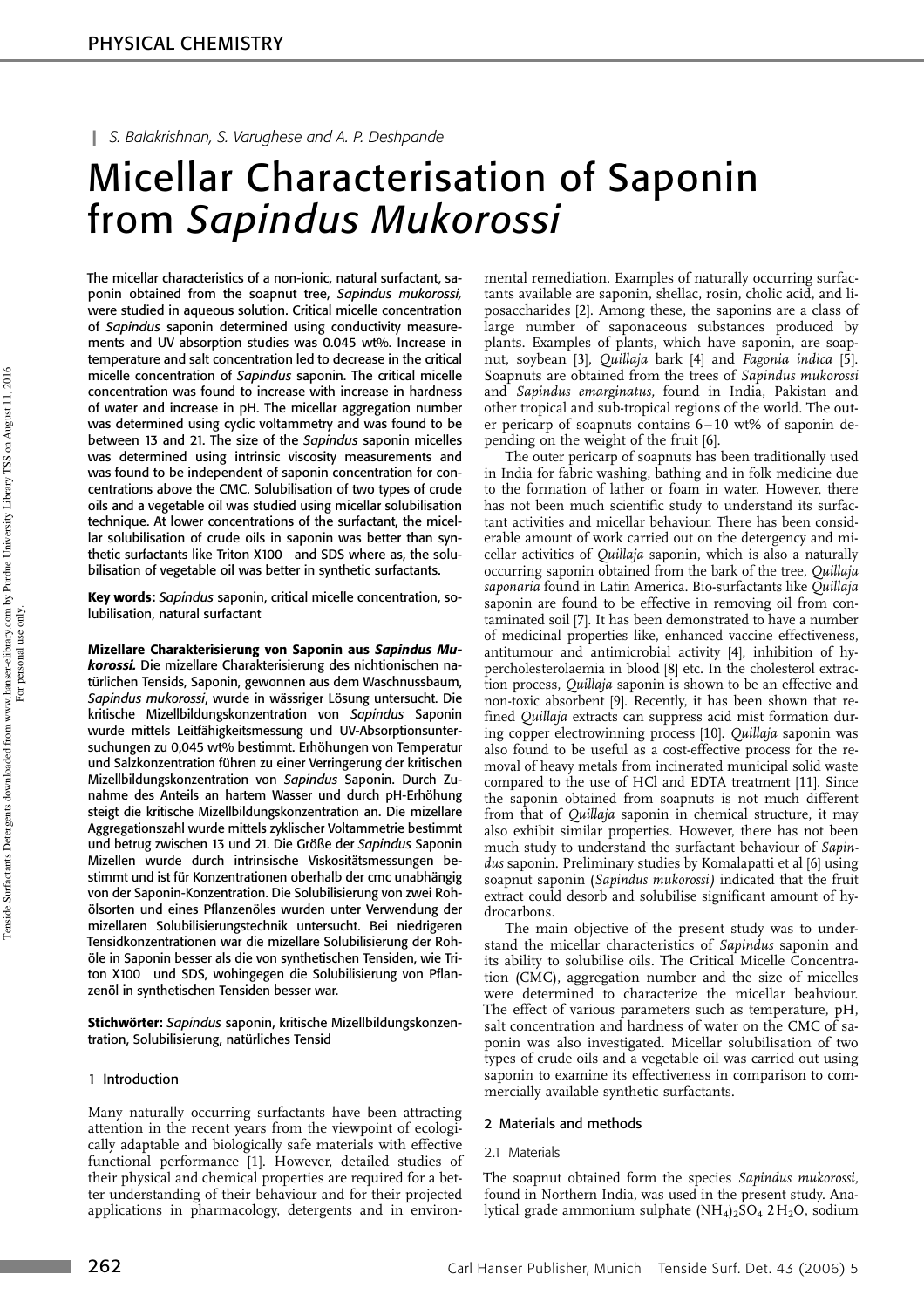S. Balakrishnan, S. Varughese and A. P. Deshpande

# Micellar Characterisation of Saponin from *Sapindus Mukorossi*

The micellar characteristics of a non-ionic, natural surfactant, saponin obtained from the soapnut tree, *Sapindus mukorossi,* were studied in aqueous solution. Critical micelle concentration of *Sapindus* saponin determined using conductivity measurements and UV absorption studies was 0.045 wt%. Increase in temperature and salt concentration led to decrease in the critical micelle concentration of *Sapindus* saponin. The critical micelle concentration was found to increase with increase in hardness of water and increase in pH. The micellar aggregation number was determined using cyclic voltammetry and was found to be between 13 and 21. The size of the *Sapindus* saponin micelles was determined using intrinsic viscosity measurements and was found to be independent of saponin concentration for concentrations above the CMC. Solubilisation of two types of crude oils and a vegetable oil was studied using micellar solubilisation technique. At lower concentrations of the surfactant, the micellar solubilisation of crude oils in saponin was better than synthetic surfactants like Triton X100 and SDS where as, the solubilisation of vegetable oil was better in synthetic surfactants.

**Key words:** *Sapindus* saponin, critical micelle concentration, solubilisation, natural surfactant

**Mizellare Charakterisierung von Saponin aus *Sapindus Mukorossi.*** Die mizellare Charakterisierung des nichtionischen natürlichen Tensids, Saponin, gewonnen aus dem Waschnussbaum, *Sapindus mukorossi*, wurde in wässriger Lösung untersucht. Die kritische Mizellbildungskonzentration von *Sapindus* Saponin wurde mittels Leitfähigkeitsmessung und UV-Absorptionsuntersuchungen zu 0,045 wt% bestimmt. Erhöhungen von Temperatur und Salzkonzentration führen zu einer Verringerung der kritischen Mizellbildungskonzentration von *Sapindus* Saponin. Durch Zunahme des Anteils an hartem Wasser und durch pH-Erhöhung steigt die kritische Mizellbildungskonzentration an. Die mizellare Aggregationszahl wurde mittels zyklischer Voltammetrie bestimmt und betrug zwischen 13 und 21. Die Größe der *Sapindus* Saponin Mizellen wurde durch intrinsische Viskositätsmessungen bestimmt und ist für Konzentrationen oberhalb der cmc unabhängig von der Saponin-Konzentration. Die Solubilisierung von zwei Rohölsorten und eines Pflanzenöles wurden unter Verwendung der mizellaren Solubilisierungstechnik untersucht. Bei niedrigeren Tensidkonzentrationen war die mizellare Solubilisierung der Rohöle in Saponin besser als die von synthetischen Tensiden, wie Triton X100 und SDS, wohingegen die Solubilisierung von Pflanzenöl in synthetischen Tensiden besser war.

**Stichwörter:** *Sapindus* saponin, kritische Mizellbildungskonzentration, Solubilisierung, natürliches Tensid

## 1 Introduction

Many naturally occurring surfactants have been attracting attention in the recent years from the viewpoint of ecologically adaptable and biologically safe materials with effective functional performance [1]. However, detailed studies of their physical and chemical properties are required for a better understanding of their behaviour and for their projected applications in pharmacology, detergents and in environmental remediation. Examples of naturally occurring surfactants available are saponin, shellac, rosin, cholic acid, and liposaccharides [2]. Among these, the saponins are a class of large number of saponaceous substances produced by plants. Examples of plants, which have saponin, are soapnut, soybean [3], *Quillaja* bark [4] and *Fagonia indica* [5]. Soapnuts are obtained from the trees of *Sapindus mukorossi* and *Sapindus emarginatus,* found in India, Pakistan and other tropical and sub-tropical regions of the world. The outer pericarp of soapnuts contains 6–10 wt% of saponin depending on the weight of the fruit [6].

The outer pericarp of soapnuts has been traditionally used in India for fabric washing, bathing and in folk medicine due to the formation of lather or foam in water. However, there has not been much scientific study to understand its surfactant activities and micellar behaviour. There has been considerable amount of work carried out on the detergency and micellar activities of *Quillaja* saponin, which is also a naturally occurring saponin obtained from the bark of the tree, *Quillaja saponaria* found in Latin America. Bio-surfactants like *Quillaja* saponin are found to be effective in removing oil from contaminated soil [7]. It has been demonstrated to have a number of medicinal properties like, enhanced vaccine effectiveness, antitumour and antimicrobial activity [4], inhibition of hypercholesterolaemia in blood [8] etc. In the cholesterol extraction process, *Quillaja* saponin is shown to be an effective and non-toxic absorbent [9]. Recently, it has been shown that refined *Quillaja* extracts can suppress acid mist formation during copper electrowinning process [10]. *Quillaja* saponin was also found to be useful as a cost-effective process for the removal of heavy metals from incinerated municipal solid waste compared to the use of HCl and EDTA treatment [11]. Since the saponin obtained from soapnuts is not much different from that of *Quillaja* saponin in chemical structure, it may also exhibit similar properties. However, there has not been much study to understand the surfactant behaviour of *Sapindus* saponin. Preliminary studies by Komalapatti et al [6] using soapnut saponin (*Sapindus mukorossi)* indicated that the fruit extract could desorb and solubilise significant amount of hydrocarbons.

The main objective of the present study was to understand the micellar characteristics of *Sapindus* saponin and its ability to solubilise oils. The Critical Micelle Concentration (CMC), aggregation number and the size of micelles were determined to characterize the micellar beahviour. The effect of various parameters such as temperature, pH, salt concentration and hardness of water on the CMC of saponin was also investigated. Micellar solubilisation of two types of crude oils and a vegetable oil was carried out using saponin to examine its effectiveness in comparison to commercially available synthetic surfactants.

## 2 Materials and methods

### 2.1 Materials

The soapnut obtained form the species *Sapindus mukorossi,* found in Northern India, was used in the present study. Analytical grade ammonium sulphate $(NH_4)_2SO_4 \ 2H_2O$, sodium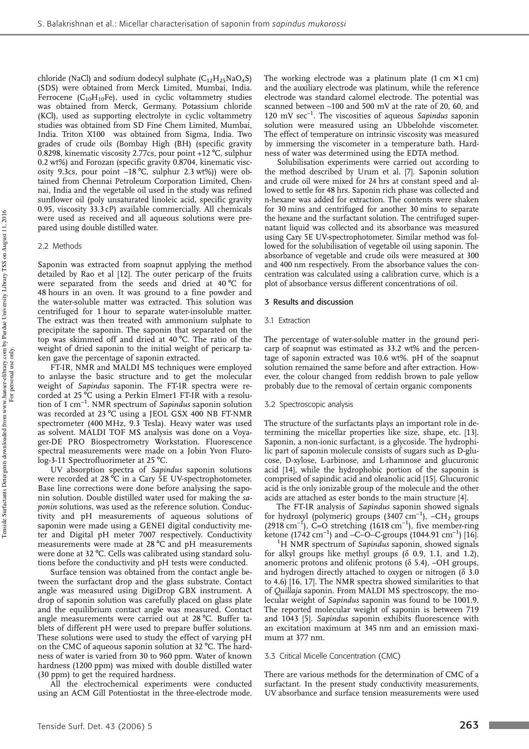chloride (NaCl) and sodium dodecyl sulphate ($C_{12}H_{25}NaO_4S$) (SDS) were obtained from Merck Limited, Mumbai, India. Ferrocene ($C_{10}H_{10}Fe$), used in cyclic voltammetry studies was obtained from Merck, Germany. Potassium chloride (KCl), used as supporting electrolyte in cyclic voltammetry studies was obtained from SD Fine Chem Limited, Mumbai, India. Triton X100 was obtained from Sigma, India. Two grades of crude oils (Bombay High (BH) (specific gravity 0.8298, kinematic viscosity 2.77cs, pour point +12 °C, sulphur 0.2 wt%) and Forozan (specific gravity 0.8704, kinematic viscosity 9.3cs, pour point –18 °C, sulphur 2.3 wt%)) were obtained from Chennai Petroleum Corporation Limited, Chennai, India and the vegetable oil used in the study was refined sunflower oil (poly unsaturated linoleic acid, specific gravity 0.95, viscosity 33.3 cP) available commercially. All chemicals were used as received and all aqueous solutions were prepared using double distilled water.

### 2.2 Methods

Saponin was extracted from soapnut applying the method detailed by Rao et al [12]. The outer pericarp of the fruits were separated from the seeds and dried at 40 °C for 48 hours in an oven. It was ground to a fine powder and the water-soluble matter was extracted. This solution was centrifuged for 1 hour to separate water-insoluble matter. The extract was then treated with ammonium sulphate to precipitate the saponin. The saponin that separated on the top was skimmed off and dried at 40 °C. The ratio of the weight of dried saponin to the initial weight of pericarp taken gave the percentage of saponin extracted.

FT-IR, NMR and MALDI MS techniques were employed to anlayse the basic structure and to get the molecular weight of *Sapindus* saponin. The FT-IR spectra were recorded at 25 °C using a Perkin Elmer1 FT-IR with a resolution of 1 $cm^{-1}$. NMR spectrum of *Sapindus* saponin solution was recorded at 23 °C using a JEOL GSX 400 NB FT-NMR spectrometer (400 MHz, 9.3 Tesla). Heavy water was used as solvent. MALDI TOF MS analysis was done on a Voyager-DE PRO Biospectrometry Workstation. Fluorescence spectral measurements were made on a Jobin Yvon Flurolog-3-11 Spectrofluorimeter at 25 °C.

UV absorption spectra of *Sapindus* saponin solutions were recorded at 28 °C in a Cary 5E UV-spectrophotometer. Base line corrections were done before analysing the saponin solution. Double distilled water used for making the *saponin* solutions, was used as the reference solution. Conductivity and pH measurements of aqueous solutions of saponin were made using a GENEI digital conductivity meter and Digital pH meter 7007 respectively. Conductivity measurements were made at 28 °C and pH measurements were done at 32 °C. Cells was calibrated using standard solutions before the conductivity and pH tests were conducted.

Surface tension was obtained from the contact angle between the surfactant drop and the glass substrate. Contact angle was measured using DigiDrop GBX instrument. A drop of saponin solution was carefully placed on glass plate and the equilibrium contact angle was measured. Contact angle measurements were carried out at 28 °C. Buffer tablets of different pH were used to prepare buffer solutions. These solutions were used to study the effect of varying pH on the CMC of aqueous saponin solution at 32 °C. The hardness of water is varied from 30 to 960 ppm. Water of known hardness (1200 ppm) was mixed with double distilled water (30 ppm) to get the required hardness.

All the electrochemical experiments were conducted using an ACM Gill Potentiostat in the three-electrode mode. The working electrode was a platinum plate (1 cm × 1 cm) and the auxiliary electrode was platinum, while the reference electrode was standard calomel electrode. The potential was scanned between –100 and 500 mV at the rate of 20, 60, and 120 mV $sec^{-1}$. The viscosities of aqueous *Sapindus* saponin solution were measured using an Ubbelohde viscometer. The effect of temperature on intrinsic viscosity was measured by immersing the viscometer in a temperature bath. Hardness of water was determined using the EDTA method.

Solubilisation experiments were carried out according to the method described by Urum et al. [7]. Saponin solution and crude oil were mixed for 24 hrs at constant speed and allowed to settle for 48 hrs. Saponin rich phase was collected and n-hexane was added for extraction. The contents were shaken for 30 mins and centrifuged for another 30 mins to separate the hexane and the surfactant solution. The centrifuged supernatant liquid was collected and its absorbance was measured using Cary 5E UV-spectrophotometer. Similar method was followed for the solubilisation of vegetable oil using saponin. The absorbance of vegetable and crude oils were measured at 300 and 400 nm respectively. From the absorbance values the concentration was calculated using a calibration curve, which is a plot of absorbance versus different concentrations of oil.

## 3 Results and discussion

### 3.1 Extraction

The percentage of water-soluble matter in the ground pericarp of soapnut was estimated as 33.2 wt% and the percentage of saponin extracted was 10.6 wt%. pH of the soapnut solution remained the same before and after extraction. However, the colour changed from reddish brown to pale yellow probably due to the removal of certain organic components

### 3.2 Spectroscopic analysis

The structure of the surfactants plays an important role in determining the micellar properties like size, shape, etc. [13]. Saponin, a non-ionic surfactant, is a glycoside. The hydrophilic part of saponin molecule consists of sugars such as D-glucose, D-xylose, L-arbinose, and L-rhamnose and glucuronic acid [14], while the hydrophobic portion of the saponin is comprised of sapindic acid and oleanolic acid [15]. Glucuronic acid is the only ionizable group of the molecule and the other acids are attached as ester bonds to the main structure [4].

The FT-IR analysis of *Sapindus* saponin showed signals for hydroxyl (polymeric) groups (3407 $cm^{-1}$), $-CH_2$ groups (2918 $cm^{-1}$), C=O stretching (1618 $cm^{-1}$), five member-ring ketone (1742 $cm^{-1}$) and –C–O–C-groups (1044.91 $cm^{-1}$) [16].

$^1$H NMR spectrum of *Sapindus* saponin, showed signals for alkyl groups like methyl groups (δ 0.9, 1.1, and 1.2), anomeric protons and olifenic protons (δ 5.4), –OH groups, and hydrogen directly attached to oxygen or nitrogen (δ 3.0 to 4.6) [16, 17]. The NMR spectra showed similarities to that of *Quillaja* saponin. From MALDI MS spectroscopy, the molecular weight of *Sapindus* saponin was found to be 1001.9. The reported molecular weight of saponin is between 719 and 1043 [5]. *Sapindus* saponin exhibits fluorescence with an excitation maximum at 345 nm and an emission maximum at 377 nm.

### 3.3 Critical Micelle Concentration (CMC)

There are various methods for the determination of CMC of a surfactant. In the present study conductivity measurements, UV absorbance and surface tension measurements were used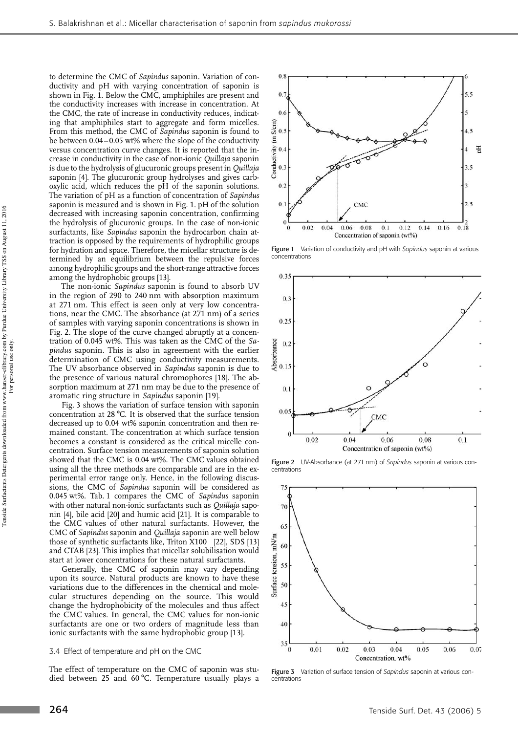to determine the CMC of *Sapindus* saponin. Variation of conductivity and pH with varying concentration of saponin is shown in Fig. 1. Below the CMC, amphiphiles are present and the conductivity increases with increase in concentration. At the CMC, the rate of increase in conductivity reduces, indicating that amphiphiles start to aggregate and form micelles. From this method, the CMC of *Sapindus* saponin is found to be between 0.04–0.05 wt% where the slope of the conductivity versus concentration curve changes. It is reported that the increase in conductivity in the case of non-ionic *Quillaja* saponin is due to the hydrolysis of glucuronic groups present in *Quillaja* saponin [4]. The glucuronic group hydrolyses and gives carboxylic acid, which reduces the pH of the saponin solutions. The variation of pH as a function of concentration of *Sapindus* saponin is measured and is shown in Fig. 1. pH of the solution decreased with increasing saponin concentration, confirming the hydrolysis of glucuronic groups. In the case of non-ionic surfactants, like *Sapindus* saponin the hydrocarbon chain attraction is opposed by the requirements of hydrophilic groups for hydration and space. Therefore, the micellar structure is determined by an equilibrium between the repulsive forces among hydrophilic groups and the short-range attractive forces among the hydrophobic groups [13].

The non-ionic *Sapindus* saponin is found to absorb UV in the region of 290 to 240 nm with absorption maximum at 271 nm. This effect is seen only at very low concentrations, near the CMC. The absorbance (at 271 nm) of a series of samples with varying saponin concentrations is shown in Fig. 2. The slope of the curve changed abruptly at a concentration of 0.045 wt%. This was taken as the CMC of the *Sapindus* saponin. This is also in agreement with the earlier determination of CMC using conductivity measurements. The UV absorbance observed in *Sapindus* saponin is due to the presence of various natural chromophores [18]. The absorption maximum at 271 nm may be due to the presence of aromatic ring structure in *Sapindus* saponin [19].

Fig. 3 shows the variation of surface tension with saponin concentration at 28 °C. It is observed that the surface tension decreased up to 0.04 wt% saponin concentration and then remained constant. The concentration at which surface tension becomes a constant is considered as the critical micelle concentration. Surface tension measurements of saponin solution showed that the CMC is 0.04 wt%. The CMC values obtained using all the three methods are comparable and are in the experimental error range only. Hence, in the following discussions, the CMC of *Sapindus* saponin will be considered as 0.045 wt%. Tab. 1 compares the CMC of *Sapindus* saponin with other natural non-ionic surfactants such as *Quillaja* saponin [4], bile acid [20] and humic acid [21]. It is comparable to the CMC values of other natural surfactants. However, the CMC of *Sapindus* saponin and *Quillaja* saponin are well below those of synthetic surfactants like, Triton X100 [22], SDS [13] and CTAB [23]. This implies that micellar solubilisation would start at lower concentrations for these natural surfactants.

Generally, the CMC of saponin may vary depending upon its source. Natural products are known to have these variations due to the differences in the chemical and molecular structures depending on the source. This would change the hydrophobicity of the molecules and thus affect the CMC values. In general, the CMC values for non-ionic surfactants are one or two orders of magnitude less than ionic surfactants with the same hydrophobic group [13].

### 3.4 Effect of temperature and pH on the CMC

The effect of temperature on the CMC of saponin was studied between 25 and 60 °C. Temperature usually plays a

**Figure 1** Variation of conductivity and pH with *Sapindus* saponin at various concentrations

**Figure 2** UV-Absorbance (at 271 nm) of *Sapindus* saponin at various concentrations

**Figure 3** Variation of surface tension of *Sapindus* saponin at various concentrations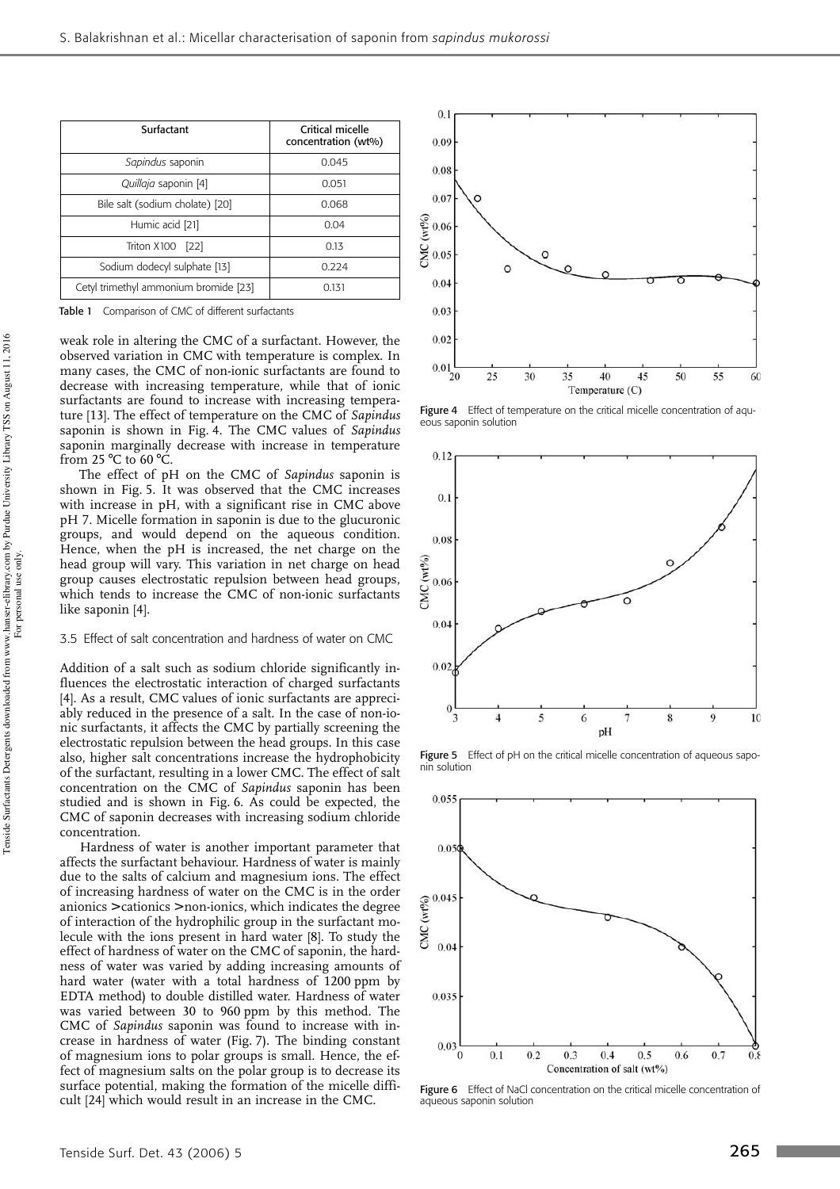| Surfactant | Critical micelle concentration (wt%) |
|---|---|
| *Sapindus* saponin | 0.045 |
| *Quillaja* saponin [4] | 0.051 |
| Bile salt (sodium cholate) [20] | 0.068 |
| Humic acid [21] | 0.04 |
| Triton X100 [22] | 0.13 |
| Sodium dodecyl sulphate [13] | 0.224 |
| Cetyl trimethyl ammonium bromide [23] | 0.131 |

**Table 1** Comparison of CMC of different surfactants

weak role in altering the CMC of a surfactant. However, the observed variation in CMC with temperature is complex. In many cases, the CMC of non-ionic surfactants are found to decrease with increasing temperature, while that of ionic surfactants are found to increase with increasing temperature [13]. The effect of temperature on the CMC of *Sapindus* saponin is shown in Fig. 4. The CMC values of *Sapindus* saponin marginally decrease with increase in temperature from 25 °C to 60 °C.

The effect of pH on the CMC of *Sapindus* saponin is shown in Fig. 5. It was observed that the CMC increases with increase in pH, with a significant rise in CMC above pH 7. Micelle formation in saponin is due to the glucuronic groups, and would depend on the aqueous condition. Hence, when the pH is increased, the net charge on the head group will vary. This variation in net charge on head group causes electrostatic repulsion between head groups, which tends to increase the CMC of non-ionic surfactants like saponin [4].

### 3.5 Effect of salt concentration and hardness of water on CMC

Addition of a salt such as sodium chloride significantly influences the electrostatic interaction of charged surfactants [4]. As a result, CMC values of ionic surfactants are appreciably reduced in the presence of a salt. In the case of non-ionic surfactants, it affects the CMC by partially screening the electrostatic repulsion between the head groups. In this case also, higher salt concentrations increase the hydrophobicity of the surfactant, resulting in a lower CMC. The effect of salt concentration on the CMC of *Sapindus* saponin has been studied and is shown in Fig. 6. As could be expected, the CMC of saponin decreases with increasing sodium chloride concentration.

Hardness of water is another important parameter that affects the surfactant behaviour. Hardness of water is mainly due to the salts of calcium and magnesium ions. The effect of increasing hardness of water on the CMC is in the order anionics > cationics > non-ionics, which indicates the degree of interaction of the hydrophilic group in the surfactant molecule with the ions present in hard water [8]. To study the effect of hardness of water on the CMC of saponin, the hardness of water was varied by adding increasing amounts of hard water (water with a total hardness of 1200 ppm by EDTA method) to double distilled water. Hardness of water was varied between 30 to 960 ppm by this method. The CMC of *Sapindus* saponin was found to increase with increase in hardness of water (Fig. 7). The binding constant of magnesium ions to polar groups is small. Hence, the effect of magnesium salts on the polar group is to decrease its surface potential, making the formation of the micelle difficult [24] which would result in an increase in the CMC.

**Figure 4** Effect of temperature on the critical micelle concentration of aqueous saponin solution

**Figure 5** Effect of pH on the critical micelle concentration of aqueous saponin solution

**Figure 6** Effect of NaCl concentration on the critical micelle concentration of aqueous saponin solution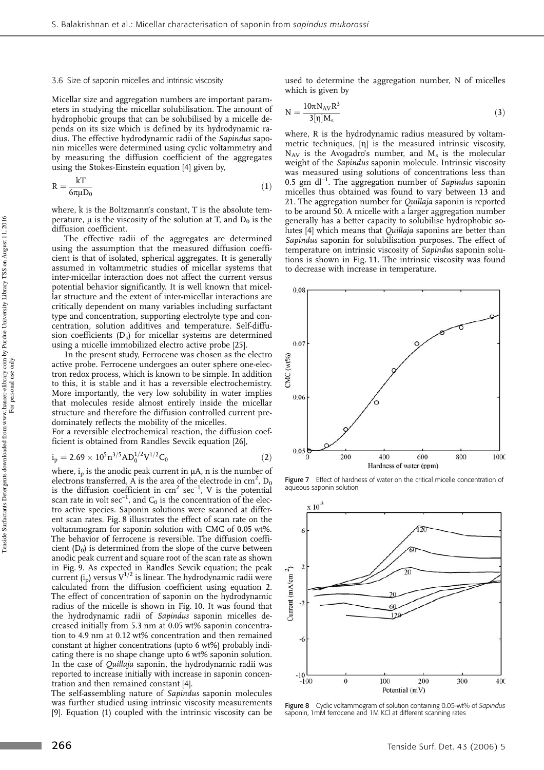### 3.6 Size of saponin micelles and intrinsic viscosity

Micellar size and aggregation numbers are important parameters in studying the micellar solubilisation. The amount of hydrophobic groups that can be solubilised by a micelle depends on its size which is defined by its hydrodynamic radius. The effective hydrodynamic radii of the *Sapindus* saponin micelles were determined using cyclic voltammetry and by measuring the diffusion coefficient of the aggregates using the Stokes-Einstein equation [4] given by,

$$R = \frac{kT}{6\pi\mu D_0} \tag{1}$$

where, k is the Boltzmann's constant, T is the absolute temperature, μ is the viscosity of the solution at T, and $D_0$ is the diffusion coefficient.

The effective radii of the aggregates are determined using the assumption that the measured diffusion coefficient is that of isolated, spherical aggregates. It is generally assumed in voltammetric studies of micellar systems that inter-micellar interaction does not affect the current versus potential behavior significantly. It is well known that micellar structure and the extent of inter-micellar interactions are critically dependent on many variables including surfactant type and concentration, supporting electrolyte type and concentration, solution additives and temperature. Self-diffusion coefficients ($D_s$) for micellar systems are determined using a micelle immobilized electro active probe [25].

In the present study, Ferrocene was chosen as the electro active probe. Ferrocene undergoes an outer sphere one-electron redox process, which is known to be simple. In addition to this, it is stable and it has a reversible electrochemistry. More importantly, the very low solubility in water implies that molecules reside almost entirely inside the micellar structure and therefore the diffusion controlled current predominately reflects the mobility of the micelles.

For a reversible electrochemical reaction, the diffusion coefficient is obtained from Randles Sevcik equation [26],

$$i_p = 2.69 \times 10^5 n^{3/5} A D_0^{1/2} V^{1/2} C_0 \tag{2}$$

where, $i_p$ is the anodic peak current in μA, n is the number of electrons transferred, A is the area of the electrode in $cm^2$, $D_0$ is the diffusion coefficient in $cm^2\ sec^{-1}$, V is the potential scan rate in volt $sec^{-1}$, and $C_0$ is the concentration of the electro active species. Saponin solutions were scanned at different scan rates. Fig. 8 illustrates the effect of scan rate on the voltammogram for saponin solution with CMC of 0.05 wt%. The behavior of ferrocene is reversible. The diffusion coefficient ($D_0$) is determined from the slope of the curve between anodic peak current and square root of the scan rate as shown in Fig. 9. As expected in Randles Sevcik equation; the peak current ($i_p$) versus $V^{1/2}$ is linear. The hydrodynamic radii were calculated from the diffusion coefficient using equation 2. The effect of concentration of saponin on the hydrodynamic radius of the micelle is shown in Fig. 10. It was found that the hydrodynamic radii of *Sapindus* saponin micelles decreased initially from 5.3 nm at 0.05 wt% saponin concentration to 4.9 nm at 0.12 wt% concentration and then remained constant at higher concentrations (upto 6 wt%) probably indicating there is no shape change upto 6 wt% saponin solution. In the case of *Quillaja* saponin, the hydrodynamic radii was reported to increase initially with increase in saponin concentration and then remained constant [4].

The self-assembling nature of *Sapindus* saponin molecules was further studied using intrinsic viscosity measurements [9]. Equation (1) coupled with the intrinsic viscosity can be used to determine the aggregation number, N of micelles which is given by

$$N = \frac{10\pi N_{AV} R^3}{3[\eta] M_s} \tag{3}$$

where, R is the hydrodynamic radius measured by voltammetric techniques, [η] is the measured intrinsic viscosity, $N_{AV}$ is the Avogadro's number, and $M_s$ is the molecular weight of the *Sapindus* saponin molecule. Intrinsic viscosity was measured using solutions of concentrations less than 0.5 gm $dl^{-1}$. The aggregation number of *Sapindus* saponin micelles thus obtained was found to vary between 13 and 21. The aggregation number for *Quillaja* saponin is reported to be around 50. A micelle with a larger aggregation number generally has a better capacity to solubilise hydrophobic solutes [4] which means that *Quillaja* saponins are better than *Sapindus* saponin for solubilisation purposes. The effect of temperature on intrinsic viscosity of *Sapindus* saponin solutions is shown in Fig. 11. The intrinsic viscosity was found to decrease with increase in temperature.

Figure 7 Effect of hardness of water on the critical micelle concentration of aqueous saponin solution

Figure 8 Cyclic voltammogram of solution containing 0.05-wt% of *Sapindus* saponin, 1mM ferrocene and 1M KCl at different scanning rates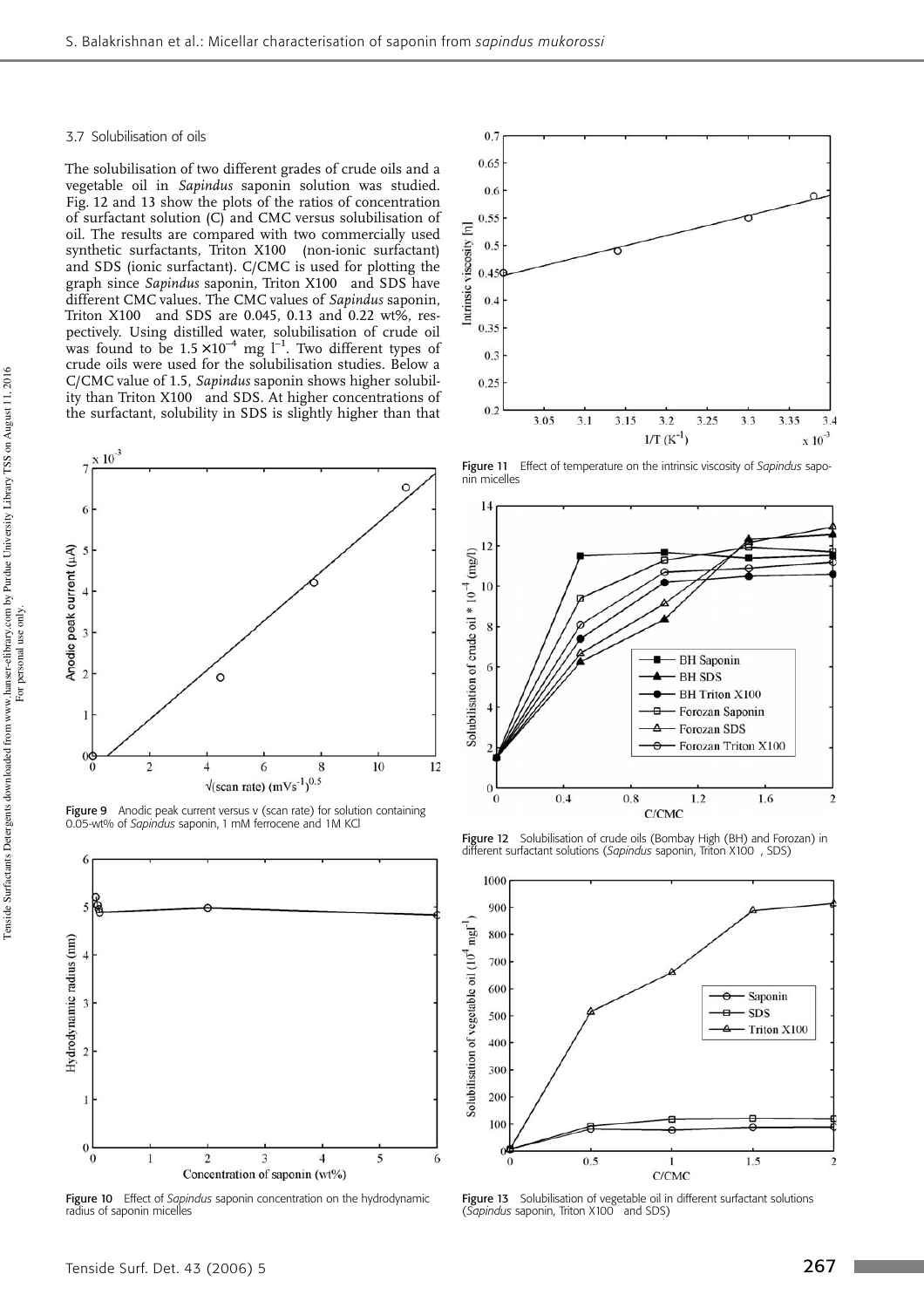### 3.7 Solubilisation of oils

The solubilisation of two different grades of crude oils and a vegetable oil in *Sapindus* saponin solution was studied. Fig. 12 and 13 show the plots of the ratios of concentration of surfactant solution (C) and CMC versus solubilisation of oil. The results are compared with two commercially used synthetic surfactants, Triton X100 (non-ionic surfactant) and SDS (ionic surfactant). C/CMC is used for plotting the graph since *Sapindus* saponin, Triton X100 and SDS have different CMC values. The CMC values of *Sapindus* saponin, Triton X100 and SDS are 0.045, 0.13 and 0.22 wt%, respectively. Using distilled water, solubilisation of crude oil was found to be $1.5 \times 10^{-4}$ mg $l^{-1}$. Two different types of crude oils were used for the solubilisation studies. Below a C/CMC value of 1.5, *Sapindus* saponin shows higher solubility than Triton X100 and SDS. At higher concentrations of the surfactant, solubility in SDS is slightly higher than that

Figure 9 Anodic peak current versus v (scan rate) for solution containing 0.05-wt% of *Sapindus* saponin, 1 mM ferrocene and 1M KCl

Figure 10 Effect of *Sapindus* saponin concentration on the hydrodynamic radius of saponin micelles

Figure 11 Effect of temperature on the intrinsic viscosity of *Sapindus* saponin micelles

Figure 12 Solubilisation of crude oils (Bombay High (BH) and Forozan) in different surfactant solutions (*Sapindus* saponin, Triton X100, SDS)

Figure 13 Solubilisation of vegetable oil in different surfactant solutions (*Sapindus* saponin, Triton X100 and SDS)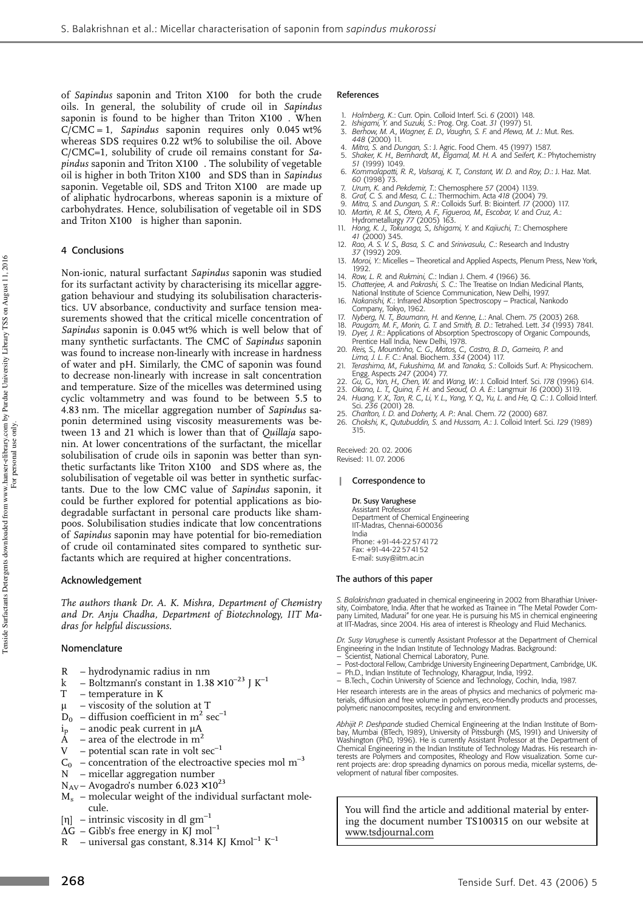of *Sapindus* saponin and Triton X100 for both the crude oils. In general, the solubility of crude oil in *Sapindus* saponin is found to be higher than Triton X100. When C/CMC = 1, *Sapindus* saponin requires only 0.045 wt% whereas SDS requires 0.22 wt% to solubilise the oil. Above C/CMC=1, solubility of crude oil remains constant for *Sapindus* saponin and Triton X100. The solubility of vegetable oil is higher in both Triton X100 and SDS than in *Sapindus* saponin. Vegetable oil, SDS and Triton X100 are made up of aliphatic hydrocarbons, whereas saponin is a mixture of carbohydrates. Hence, solubilisation of vegetable oil in SDS and Triton X100 is higher than saponin.

## 4 Conclusions

Non-ionic, natural surfactant *Sapindus* saponin was studied for its surfactant activity by characterising its micellar aggregation behaviour and studying its solubilisation characteristics. UV absorbance, conductivity and surface tension measurements showed that the critical micelle concentration of *Sapindus* saponin is 0.045 wt% which is well below that of many synthetic surfactants. The CMC of *Sapindus* saponin was found to increase non-linearly with increase in hardness of water and pH. Similarly, the CMC of saponin was found to decrease non-linearly with increase in salt concentration and temperature. Size of the micelles was determined using cyclic voltammetry and was found to be between 5.5 to 4.83 nm. The micellar aggregation number of *Sapindus* saponin determined using viscosity measurements was between 13 and 21 which is lower than that of *Quillaja* saponin. At lower concentrations of the surfactant, the micellar solubilisation of crude oils in saponin was better than synthetic surfactants like Triton X100 and SDS where as, the solubilisation of vegetable oil was better in synthetic surfactants. Due to the low CMC value of *Sapindus* saponin, it could be further explored for potential applications as biodegradable surfactant in personal care products like shampoos. Solubilisation studies indicate that low concentrations of *Sapindus* saponin may have potential for bio-remediation of crude oil contaminated sites compared to synthetic surfactants which are required at higher concentrations.

## Acknowledgement

*The authors thank Dr. A. K. Mishra, Department of Chemistry and Dr. Anju Chadha, Department of Biotechnology, IIT Madras for helpful discussions.*

## Nomenclature

- R – hydrodynamic radius in nm
- k – Boltzmann's constant in $1.38 \times 10^{-23}$ J $K^{-1}$
- T – temperature in K
- μ – viscosity of the solution at T
- $D_0$ – diffusion coefficient in $m^2$ $sec^{-1}$
- $i_p$ – anodic peak current in μA
- A – area of the electrode in $m^2$
- V – potential scan rate in volt $sec^{-1}$
- $C_0$ – concentration of the electroactive species mol $m^{-3}$
- N – micellar aggregation number
- $N_{AV}$ – Avogadro's number $6.023 \times 10^{23}$
- $M_s$ – molecular weight of the individual surfactant molecule.
- [η] – intrinsic viscosity in dl $gm^{-1}$
- ΔG – Gibb's free energy in KJ $mol^{-1}$
- R – universal gas constant, 8.314 KJ $Kmol^{-1}$ $K^{-1}$

## References

1. *Holmberg, K.*: Curr. Opin. Colloid Interf. Sci. *6* (2001) 148.
2. *Ishigami, Y.* and *Suzuki, S.*: Prog. Org. Coat. *31* (1997) 51.
3. *Berhow, M. A., Wagner, E. D., Vaughn, S. F.* and *Plewa, M. J.*: Mut. Res. *448* (2000) 11.
4. *Mitra, S.* and *Dungan, S.*: J. Agric. Food Chem. 45 (1997) 1587.
5. *Shaker, K. H., Bernhardt, M., Elgamal, M. H. A.* and *Seifert, K.*: Phytochemistry *51* (1999) 1049.
6. *Kommalapatti, R. R., Valsaraj, K. T., Constant, W. D.* and *Roy, D.*: J. Haz. Mat. *60* (1998) 73.
7. *Urum, K.* and *Pekdemir, T.*: Chemosphere *57* (2004) 1139.
8. *Graf, C. S.* and *Mesa, C. L.*: Thermochim. Acta *418* (2004) 79.
9. *Mitra, S.* and *Dungan, S. R.*: Colloids Surf. B: Biointerf. *17* (2000) 117.
10. *Martin, R. M. S., Otero, A. F., Figueroa, M., Escobar, V.* and *Cruz, A.*: Hydrometallurgy *77* (2005) 163.
11. *Hong, K. J., Tokunaga, S., Ishigami, Y.* and *Kajiuchi, T.*: Chemosphere *41* (2000) 345.
12. *Rao, A. S. V. S., Basa, S. C.* and *Srinivasulu, C.*: Research and Industry *37* (1992) 209.
13. *Moroi, Y.*: Micelles – Theoretical and Applied Aspects, Plenum Press, New York, 1992.
14. *Row, L. R.* and *Rukmini, C.*: Indian J. Chem. *4* (1966) 36.
15. *Chatterjee, A.* and *Pakrashi, S. C.*: The Treatise on Indian Medicinal Plants, National Institute of Science Communication, New Delhi, 1997.
16. *Nakanishi, K.*: Infrared Absorption Spectroscopy – Practical, Nankodo Company, Tokyo, 1962.
17. *Nyberg, N. T., Baumann, H.* and *Kenne, L.*: Anal. Chem. *75* (2003) 268.
18. *Paugam, M. F., Morin, G. T.* and *Smith, B. D.*: Tetrahed. Lett. *34* (1993) 7841.
19. *Dyer, J. R.*: Applications of Absorption Spectroscopy of Organic Compounds, Prentice Hall India, New Delhi, 1978.
20. *Reis, S., Mountinho, C. G., Matos, C., Castro, B. D., Gameiro, P.* and *Lima, J. L. F. C.*: Anal. Biochem. *334* (2004) 117.
21. *Terashima, M., Fukushima, M.* and *Tanaka, S.*: Colloids Surf. A: Physicochem. Engg. Aspects *247* (2004) 77.
22. *Gu, G., Yan, H., Chen, W.* and *Wang, W.*: J. Colloid Interf. Sci. *178* (1996) 614.
23. *Okano, L. T., Quina, F. H.* and *Seoud, O. A. E.*: Langmuir *16* (2000) 3119.
24. *Huang, Y. X., Tan, R. C., Li, Y. L., Yang, Y. Q., Yu, L.* and *He, Q. C.*: J. Colloid Interf. Sci. *236* (2001) 28.
25. *Charlton, I. D.* and *Doherty, A. P.*: Anal. Chem. *72* (2000) 687.
26. *Chokshi, K., Qutubuddin, S.* and *Hussam, A.*: J. Colloid Interf. Sci. *129* (1989) 315.

Received: 20. 02. 2006
Revised: 11. 07. 2006

## Correspondence to

**Dr. Susy Varughese**
Assistant Professor
Department of Chemical Engineering
IIT-Madras, Chennai-600036
India
Phone: +91-44-22 57 41 72
Fax: +91-44-22 57 41 52
E-mail: susy@iitm.ac.in

## The authors of this paper

*S. Balakrishnan* graduated in chemical engineering in 2002 from Bharathiar University, Coimbatore, India. After that he worked as Trainee in "The Metal Powder Company Limited, Madurai" for one year. He is pursuing his MS in chemical engineering at IIT-Madras, since 2004. His area of interest is Rheology and Fluid Mechanics.

*Dr. Susy Varughese* is currently Assistant Professor at the Department of Chemical Engineering in the Indian Institute of Technology Madras. Background:
- Scientist, National Chemical Laboratory, Pune.
- Post-doctoral Fellow, Cambridge University Engineering Department, Cambridge, UK.
- Ph.D., Indian Institute of Technology, Kharagpur, India, 1992.
- B.Tech., Cochin University of Science and Technology, Cochin, India, 1987.

Her research interests are in the areas of physics and mechanics of polymeric materials, diffusion and free volume in polymers, eco-friendly products and processes, polymeric nanocomposites, recycling and environment.

*Abhijit P. Deshpande* studied Chemical Engineering at the Indian Institute of Bombay, Mumbai (BTech, 1989), University of Pittsburgh (MS, 1991) and University of Washington (PhD, 1996). He is currently Assistant Professor at the Department of Chemical Engineering in the Indian Institute of Technology Madras. His research interests are Polymers and composites, Rheology and Flow visualization. Some current projects are: drop spreading dynamics on porous media, micellar systems, development of natural fiber composites.

You will find the article and additional material by entering the document number TS100315 on our website at www.tsdjournal.com